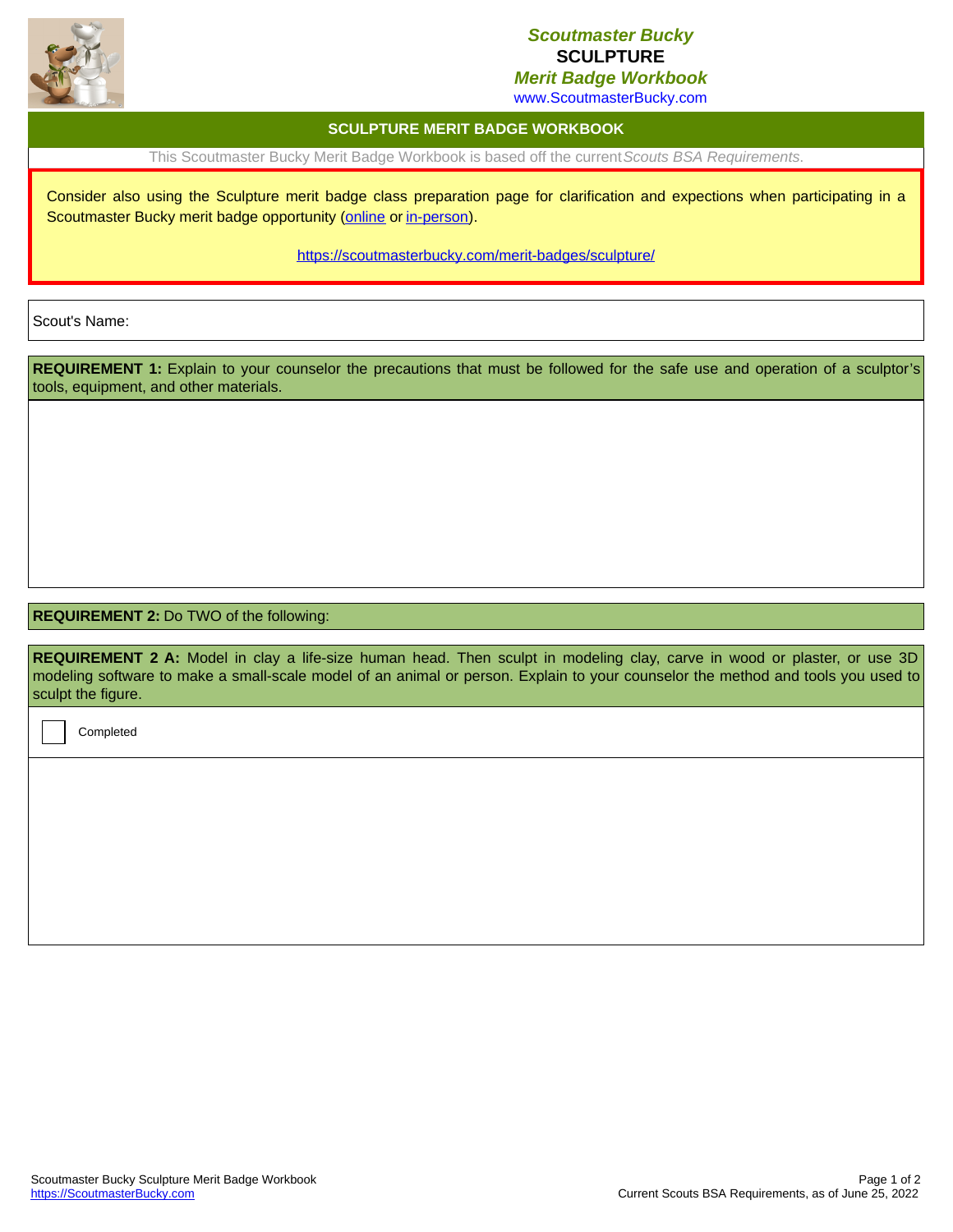**Scoutmaster Bucky**
**SCULPTURE**
**Merit Badge Workbook**
www.ScoutmasterBucky.com

## SCULPTURE MERIT BADGE WORKBOOK

This Scoutmaster Bucky Merit Badge Workbook is based off the current *Scouts BSA Requirements.*

Consider also using the Sculpture merit badge class preparation page for clarification and expections when participating in a Scoutmaster Bucky merit badge opportunity (online or in-person).

https://scoutmasterbucky.com/merit-badges/sculpture/

Scout's Name:

**REQUIREMENT 1:** Explain to your counselor the precautions that must be followed for the safe use and operation of a sculptor's tools, equipment, and other materials.

**REQUIREMENT 2:** Do TWO of the following:

**REQUIREMENT 2 A:** Model in clay a life-size human head. Then sculpt in modeling clay, carve in wood or plaster, or use 3D modeling software to make a small-scale model of an animal or person. Explain to your counselor the method and tools you used to sculpt the figure.

☐ Completed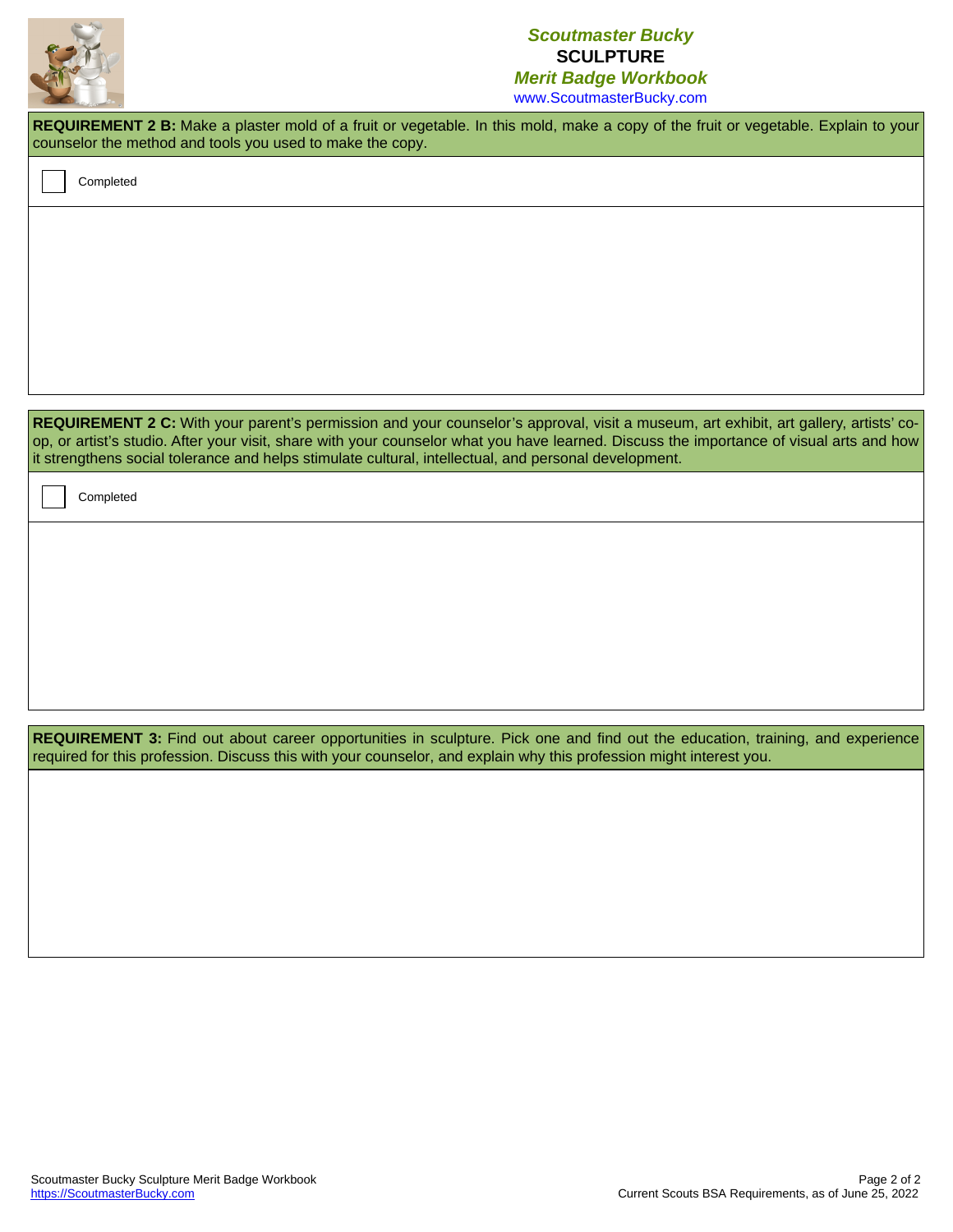**REQUIREMENT 2 B:** Make a plaster mold of a fruit or vegetable. In this mold, make a copy of the fruit or vegetable. Explain to your counselor the method and tools you used to make the copy.

☐ Completed

**REQUIREMENT 2 C:** With your parent's permission and your counselor's approval, visit a museum, art exhibit, art gallery, artists' co-op, or artist's studio. After your visit, share with your counselor what you have learned. Discuss the importance of visual arts and how it strengthens social tolerance and helps stimulate cultural, intellectual, and personal development.

☐ Completed

**REQUIREMENT 3:** Find out about career opportunities in sculpture. Pick one and find out the education, training, and experience required for this profession. Discuss this with your counselor, and explain why this profession might interest you.